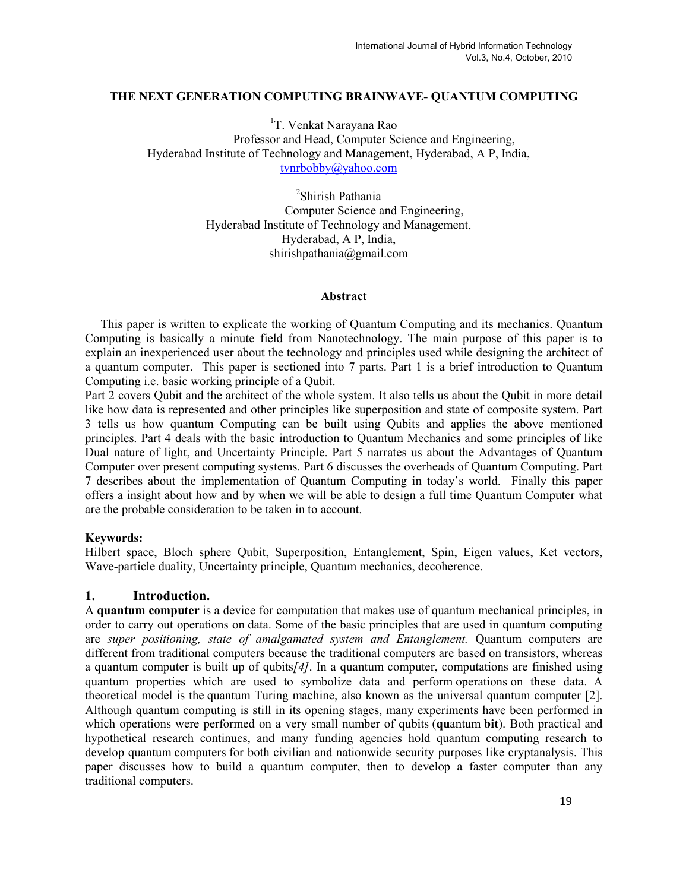# THE NEXT GENERATION COMPUTING BRAINWAVE- QUANTUM COMPUTING

[1]T. Venkat Narayana Rao
Professor and Head, Computer Science and Engineering,
Hyderabad Institute of Technology and Management, Hyderabad, A P, India,
tvnrbobby@yahoo.com

[2]Shirish Pathania
Computer Science and Engineering,
Hyderabad Institute of Technology and Management,
Hyderabad, A P, India,
shirishpathania@gmail.com

### Abstract

This paper is written to explicate the working of Quantum Computing and its mechanics. Quantum Computing is basically a minute field from Nanotechnology. The main purpose of this paper is to explain an inexperienced user about the technology and principles used while designing the architect of a quantum computer. This paper is sectioned into 7 parts. Part 1 is a brief introduction to Quantum Computing i.e. basic working principle of a Qubit.
Part 2 covers Qubit and the architect of the whole system. It also tells us about the Qubit in more detail like how data is represented and other principles like superposition and state of composite system. Part 3 tells us how quantum Computing can be built using Qubits and applies the above mentioned principles. Part 4 deals with the basic introduction to Quantum Mechanics and some principles of like Dual nature of light, and Uncertainty Principle. Part 5 narrates us about the Advantages of Quantum Computer over present computing systems. Part 6 discusses the overheads of Quantum Computing. Part 7 describes about the implementation of Quantum Computing in today's world. Finally this paper offers a insight about how and by when we will be able to design a full time Quantum Computer what are the probable consideration to be taken in to account.

**Keywords:**
Hilbert space, Bloch sphere Qubit, Superposition, Entanglement, Spin, Eigen values, Ket vectors, Wave-particle duality, Uncertainty principle, Quantum mechanics, decoherence.

## 1. Introduction.

A **quantum computer** is a device for computation that makes use of quantum mechanical principles, in order to carry out operations on data. Some of the basic principles that are used in quantum computing are *super positioning, state of amalgamated system and Entanglement.* Quantum computers are different from traditional computers because the traditional computers are based on transistors, whereas a quantum computer is built up of qubits*[4]*. In a quantum computer, computations are finished using quantum properties which are used to symbolize data and perform operations on these data. A theoretical model is the quantum Turing machine, also known as the universal quantum computer [2]. Although quantum computing is still in its opening stages, many experiments have been performed in which operations were performed on a very small number of qubits (**qu**antum **bit**). Both practical and hypothetical research continues, and many funding agencies hold quantum computing research to develop quantum computers for both civilian and nationwide security purposes like cryptanalysis. This paper discusses how to build a quantum computer, then to develop a faster computer than any traditional computers.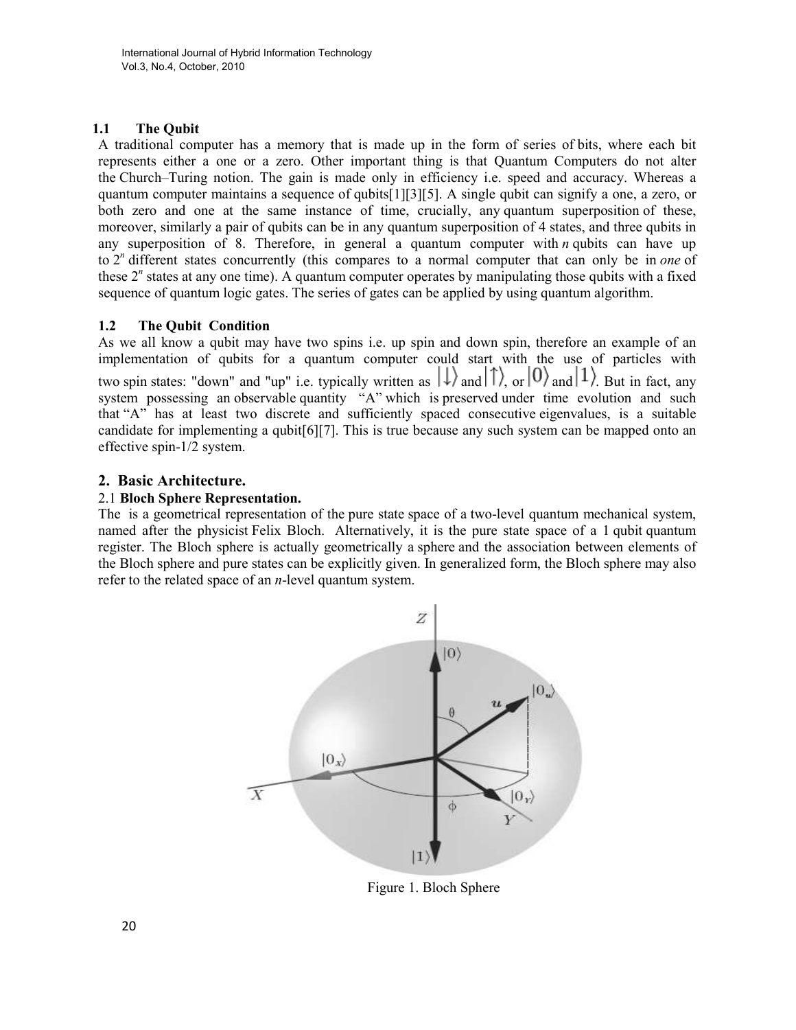### 1.1 The Qubit

A traditional computer has a memory that is made up in the form of series of bits, where each bit represents either a one or a zero. Other important thing is that Quantum Computers do not alter the Church–Turing notion. The gain is made only in efficiency i.e. speed and accuracy. Whereas a quantum computer maintains a sequence of qubits[1][3][5]. A single qubit can signify a one, a zero, or both zero and one at the same instance of time, crucially, any quantum superposition of these, moreover, similarly a pair of qubits can be in any quantum superposition of 4 states, and three qubits in any superposition of 8. Therefore, in general a quantum computer with *n* qubits can have up to $2^n$ different states concurrently (this compares to a normal computer that can only be in *one* of these $2^n$ states at any one time). A quantum computer operates by manipulating those qubits with a fixed sequence of quantum logic gates. The series of gates can be applied by using quantum algorithm.

### 1.2 The Qubit Condition

As we all know a qubit may have two spins i.e. up spin and down spin, therefore an example of an implementation of qubits for a quantum computer could start with the use of particles with two spin states: "down" and "up" i.e. typically written as $|\downarrow\rangle$ and $|\uparrow\rangle$, or $|0\rangle$ and $|1\rangle$. But in fact, any system possessing an observable quantity "A" which is preserved under time evolution and such that "A" has at least two discrete and sufficiently spaced consecutive eigenvalues, is a suitable candidate for implementing a qubit[6][7]. This is true because any such system can be mapped onto an effective spin-1/2 system.

## 2. Basic Architecture.

### 2.1 Bloch Sphere Representation.

The is a geometrical representation of the pure state space of a two-level quantum mechanical system, named after the physicist Felix Bloch. Alternatively, it is the pure state space of a 1 qubit quantum register. The Bloch sphere is actually geometrically a sphere and the association between elements of the Bloch sphere and pure states can be explicitly given. In generalized form, the Bloch sphere may also refer to the related space of an *n*-level quantum system.

Figure 1. Bloch Sphere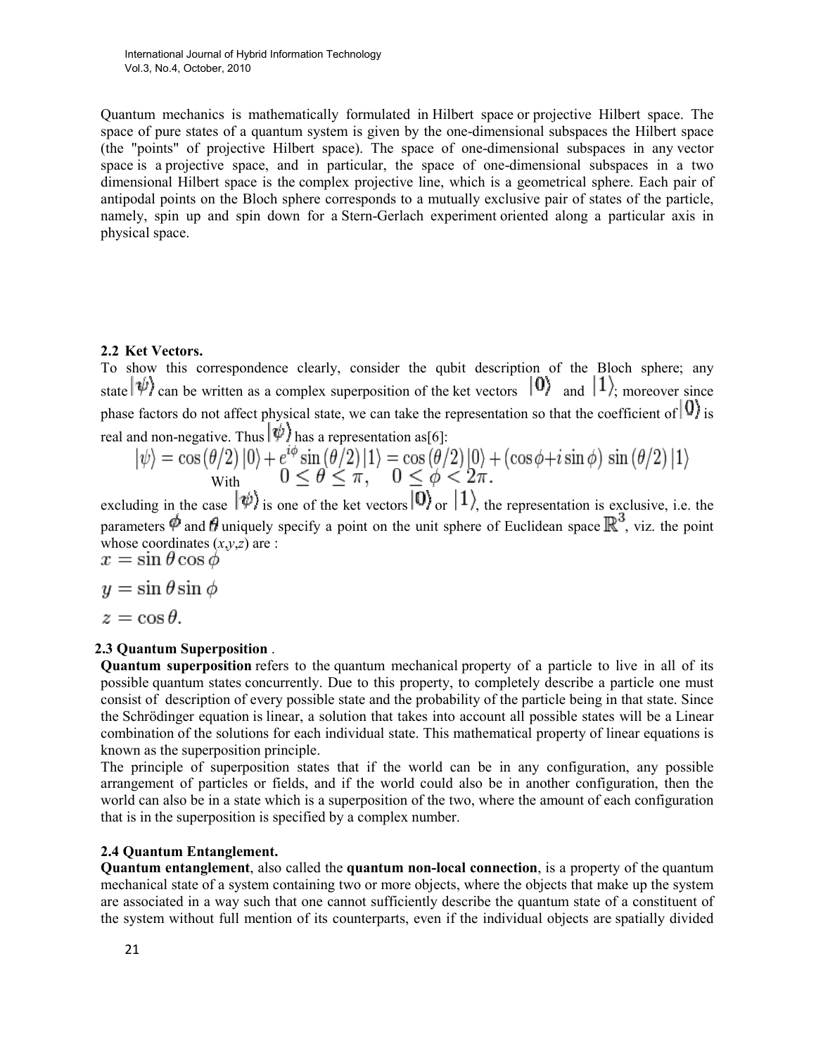Quantum mechanics is mathematically formulated in Hilbert space or projective Hilbert space. The space of pure states of a quantum system is given by the one-dimensional subspaces the Hilbert space (the "points" of projective Hilbert space). The space of one-dimensional subspaces in any vector space is a projective space, and in particular, the space of one-dimensional subspaces in a two dimensional Hilbert space is the complex projective line, which is a geometrical sphere. Each pair of antipodal points on the Bloch sphere corresponds to a mutually exclusive pair of states of the particle, namely, spin up and spin down for a Stern-Gerlach experiment oriented along a particular axis in physical space.

### 2.2 Ket Vectors.

To show this correspondence clearly, consider the qubit description of the Bloch sphere; any state $|\psi\rangle$ can be written as a complex superposition of the ket vectors $|0\rangle$ and $|1\rangle$; moreover since phase factors do not affect physical state, we can take the representation so that the coefficient of $|0\rangle$ is real and non-negative. Thus $|\psi\rangle$ has a representation as[6]:

$$|\psi\rangle = \cos(\theta/2)\,|0\rangle + e^{i\phi}\sin(\theta/2)\,|1\rangle = \cos(\theta/2)\,|0\rangle + (\cos\phi + i\sin\phi)\,\sin(\theta/2)\,|1\rangle$$

With $\quad 0 \leq \theta \leq \pi, \quad 0 \leq \phi < 2\pi.$

excluding in the case $|\psi\rangle$ is one of the ket vectors $|0\rangle$ or $|1\rangle$, the representation is exclusive, i.e. the parameters $\phi$ and $\theta$ uniquely specify a point on the unit sphere of Euclidean space $\mathbb{R}^3$, viz. the point whose coordinates $(x,y,z)$ are :

$$x = \sin\theta\cos\phi$$

$$y = \sin\theta\sin\phi$$

$$z = \cos\theta.$$

### 2.3 Quantum Superposition .

**Quantum superposition** refers to the quantum mechanical property of a particle to live in all of its possible quantum states concurrently. Due to this property, to completely describe a particle one must consist of description of every possible state and the probability of the particle being in that state. Since the Schrödinger equation is linear, a solution that takes into account all possible states will be a Linear combination of the solutions for each individual state. This mathematical property of linear equations is known as the superposition principle.

The principle of superposition states that if the world can be in any configuration, any possible arrangement of particles or fields, and if the world could also be in another configuration, then the world can also be in a state which is a superposition of the two, where the amount of each configuration that is in the superposition is specified by a complex number.

### 2.4 Quantum Entanglement.

**Quantum entanglement**, also called the **quantum non-local connection**, is a property of the quantum mechanical state of a system containing two or more objects, where the objects that make up the system are associated in a way such that one cannot sufficiently describe the quantum state of a constituent of the system without full mention of its counterparts, even if the individual objects are spatially divided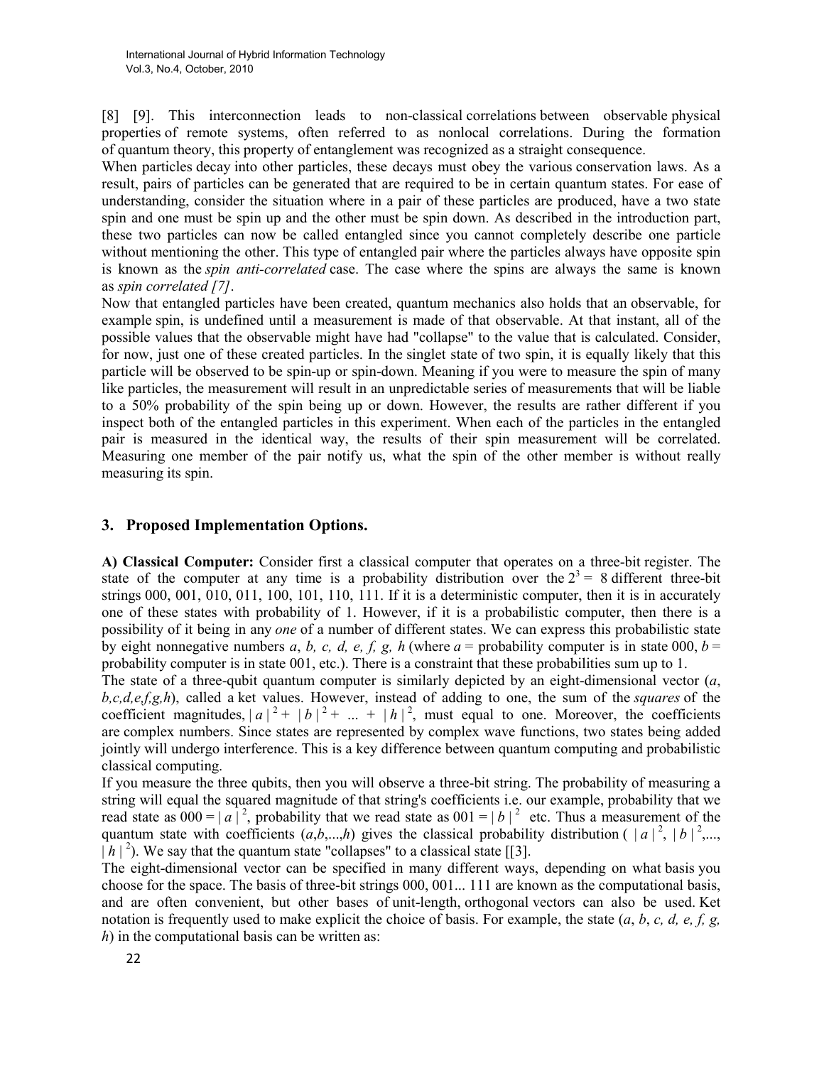[8] [9]. This interconnection leads to non-classical correlations between observable physical properties of remote systems, often referred to as nonlocal correlations. During the formation of quantum theory, this property of entanglement was recognized as a straight consequence.

When particles decay into other particles, these decays must obey the various conservation laws. As a result, pairs of particles can be generated that are required to be in certain quantum states. For ease of understanding, consider the situation where in a pair of these particles are produced, have a two state spin and one must be spin up and the other must be spin down. As described in the introduction part, these two particles can now be called entangled since you cannot completely describe one particle without mentioning the other. This type of entangled pair where the particles always have opposite spin is known as the *spin anti-correlated* case. The case where the spins are always the same is known as *spin correlated [7]*.

Now that entangled particles have been created, quantum mechanics also holds that an observable, for example spin, is undefined until a measurement is made of that observable. At that instant, all of the possible values that the observable might have had "collapse" to the value that is calculated. Consider, for now, just one of these created particles. In the singlet state of two spin, it is equally likely that this particle will be observed to be spin-up or spin-down. Meaning if you were to measure the spin of many like particles, the measurement will result in an unpredictable series of measurements that will be liable to a 50% probability of the spin being up or down. However, the results are rather different if you inspect both of the entangled particles in this experiment. When each of the particles in the entangled pair is measured in the identical way, the results of their spin measurement will be correlated. Measuring one member of the pair notify us, what the spin of the other member is without really measuring its spin.

## 3. Proposed Implementation Options.

**A) Classical Computer:** Consider first a classical computer that operates on a three-bit register. The state of the computer at any time is a probability distribution over the $2^3 = 8$ different three-bit strings 000, 001, 010, 011, 100, 101, 110, 111. If it is a deterministic computer, then it is in accurately one of these states with probability of 1. However, if it is a probabilistic computer, then there is a possibility of it being in any *one* of a number of different states. We can express this probabilistic state by eight nonnegative numbers $a$, $b$, $c$, $d$, $e$, $f$, $g$, $h$ (where $a$ = probability computer is in state 000, $b$ = probability computer is in state 001, etc.). There is a constraint that these probabilities sum up to 1.

The state of a three-qubit quantum computer is similarly depicted by an eight-dimensional vector ($a$, $b$, $c$, $d$, $e$, $f$, $g$, $h$), called a ket values. However, instead of adding to one, the sum of the *squares* of the coefficient magnitudes, $|a|^2 + |b|^2 + \ldots + |h|^2$, must equal to one. Moreover, the coefficients are complex numbers. Since states are represented by complex wave functions, two states being added jointly will undergo interference. This is a key difference between quantum computing and probabilistic classical computing.

If you measure the three qubits, then you will observe a three-bit string. The probability of measuring a string will equal the squared magnitude of that string's coefficients i.e. our example, probability that we read state as 000 = $|a|^2$, probability that we read state as 001 = $|b|^2$ etc. Thus a measurement of the quantum state with coefficients ($a$,$b$,...,$h$) gives the classical probability distribution ( $|a|^2$, $|b|^2$,..., $|h|^2$). We say that the quantum state "collapses" to a classical state [[3].

The eight-dimensional vector can be specified in many different ways, depending on what basis you choose for the space. The basis of three-bit strings 000, 001... 111 are known as the computational basis, and are often convenient, but other bases of unit-length, orthogonal vectors can also be used. Ket notation is frequently used to make explicit the choice of basis. For example, the state ($a$, $b$, $c$, $d$, $e$, $f$, $g$, $h$) in the computational basis can be written as: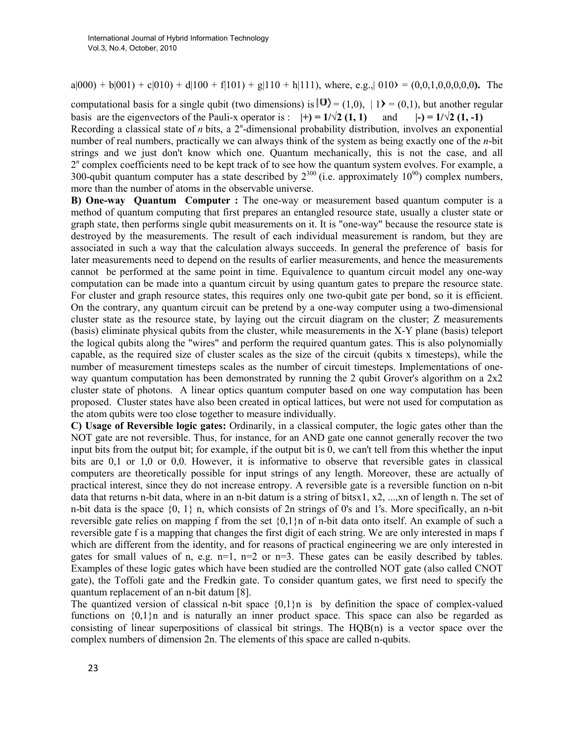$a|000) + b|001) + c|010) + d|100 + f|101) + g|110 + h|111)$, where, e.g.,$| 010\rangle = (0,0,1,0,0,0,0,0)$**.** The computational basis for a single qubit (two dimensions) is $|0\rangle = (1,0)$, $| 1\rangle = (0,1)$, but another regular basis are the eigenvectors of the Pauli-x operator is : **$|+) = 1/\sqrt{2}\ (1, 1)$** and **$|-) = 1/\sqrt{2}\ (1, -1)$**

Recording a classical state of *n* bits, a $2^n$-dimensional probability distribution, involves an exponential number of real numbers, practically we can always think of the system as being exactly one of the *n*-bit strings and we just don't know which one. Quantum mechanically, this is not the case, and all $2^n$ complex coefficients need to be kept track of to see how the quantum system evolves. For example, a 300-qubit quantum computer has a state described by $2^{300}$ (i.e. approximately $10^{90}$) complex numbers, more than the number of atoms in the observable universe.

**B) One-way Quantum Computer :** The one-way or measurement based quantum computer is a method of quantum computing that first prepares an entangled resource state, usually a cluster state or graph state, then performs single qubit measurements on it. It is "one-way" because the resource state is destroyed by the measurements. The result of each individual measurement is random, but they are associated in such a way that the calculation always succeeds. In general the preference of basis for later measurements need to depend on the results of earlier measurements, and hence the measurements cannot be performed at the same point in time. Equivalence to quantum circuit model any one-way computation can be made into a quantum circuit by using quantum gates to prepare the resource state. For cluster and graph resource states, this requires only one two-qubit gate per bond, so it is efficient. On the contrary, any quantum circuit can be pretend by a one-way computer using a two-dimensional cluster state as the resource state, by laying out the circuit diagram on the cluster; Z measurements (basis) eliminate physical qubits from the cluster, while measurements in the X-Y plane (basis) teleport the logical qubits along the "wires" and perform the required quantum gates. This is also polynomially capable, as the required size of cluster scales as the size of the circuit (qubits x timesteps), while the number of measurement timesteps scales as the number of circuit timesteps. Implementations of one-way quantum computation has been demonstrated by running the 2 qubit Grover's algorithm on a 2x2 cluster state of photons. A linear optics quantum computer based on one way computation has been proposed. Cluster states have also been created in optical lattices, but were not used for computation as the atom qubits were too close together to measure individually.

**C) Usage of Reversible logic gates:** Ordinarily, in a classical computer, the logic gates other than the NOT gate are not reversible. Thus, for instance, for an AND gate one cannot generally recover the two input bits from the output bit; for example, if the output bit is 0, we can't tell from this whether the input bits are 0,1 or 1,0 or 0,0. However, it is informative to observe that reversible gates in classical computers are theoretically possible for input strings of any length. Moreover, these are actually of practical interest, since they do not increase entropy. A reversible gate is a reversible function on n-bit data that returns n-bit data, where in an n-bit datum is a string of bitsx1, x2, ...,xn of length n. The set of n-bit data is the space {0, 1} n, which consists of 2n strings of 0's and 1's. More specifically, an n-bit reversible gate relies on mapping f from the set {0,1}n of n-bit data onto itself. An example of such a reversible gate f is a mapping that changes the first digit of each string. We are only interested in maps f which are different from the identity, and for reasons of practical engineering we are only interested in gates for small values of n, e.g. n=1, n=2 or n=3. These gates can be easily described by tables. Examples of these logic gates which have been studied are the controlled NOT gate (also called CNOT gate), the Toffoli gate and the Fredkin gate. To consider quantum gates, we first need to specify the quantum replacement of an n-bit datum [8].

The quantized version of classical n-bit space {0,1}n is by definition the space of complex-valued functions on {0,1}n and is naturally an inner product space. This space can also be regarded as consisting of linear superpositions of classical bit strings. The HQB(n) is a vector space over the complex numbers of dimension 2n. The elements of this space are called n-qubits.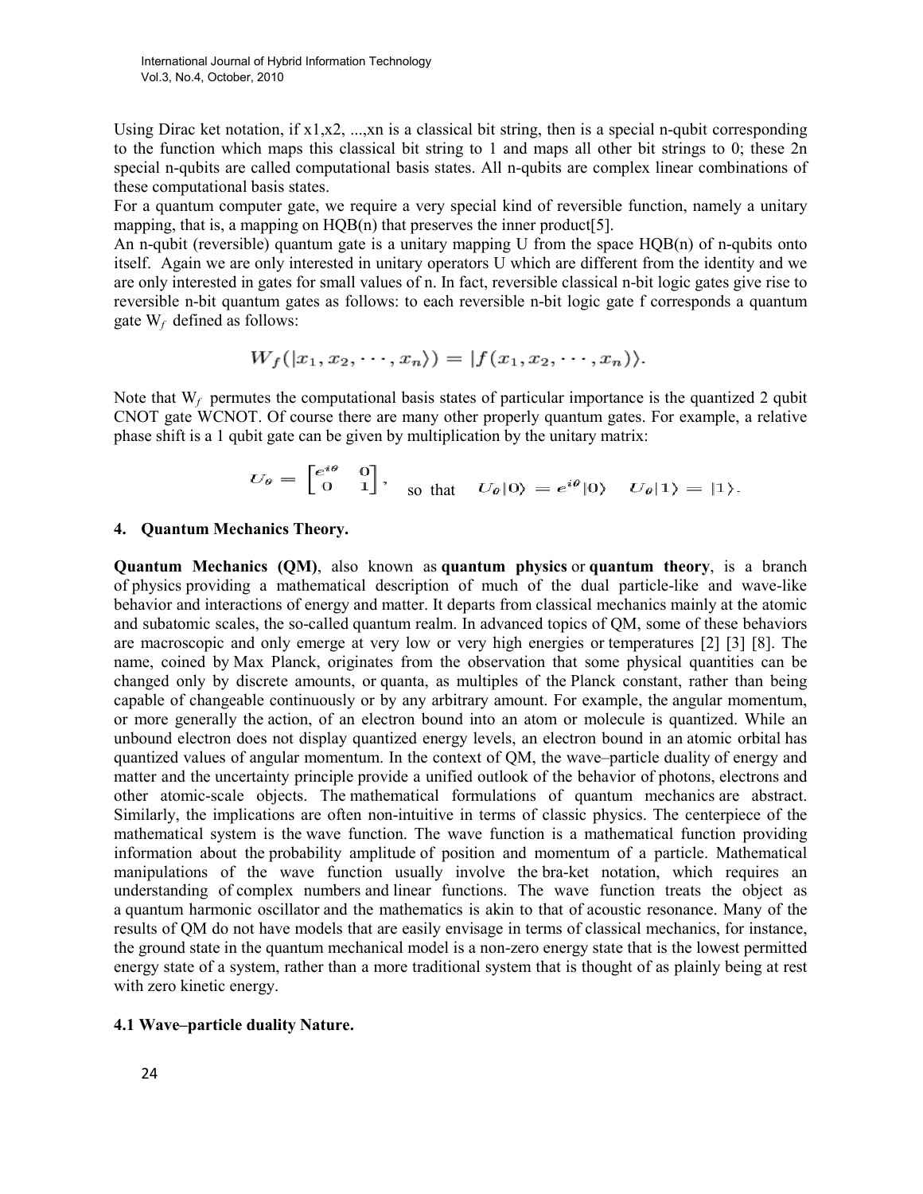Using Dirac ket notation, if x1,x2, ...,xn is a classical bit string, then is a special n-qubit corresponding to the function which maps this classical bit string to 1 and maps all other bit strings to 0; these 2n special n-qubits are called computational basis states. All n-qubits are complex linear combinations of these computational basis states.

For a quantum computer gate, we require a very special kind of reversible function, namely a unitary mapping, that is, a mapping on HQB(n) that preserves the inner product[5].

An n-qubit (reversible) quantum gate is a unitary mapping U from the space HQB(n) of n-qubits onto itself. Again we are only interested in unitary operators U which are different from the identity and we are only interested in gates for small values of n. In fact, reversible classical n-bit logic gates give rise to reversible n-bit quantum gates as follows: to each reversible n-bit logic gate f corresponds a quantum gate $W_f$ defined as follows:

$$W_f(|x_1, x_2, \cdots, x_n\rangle) = |f(x_1, x_2, \cdots, x_n)\rangle.$$

Note that $W_f$ permutes the computational basis states of particular importance is the quantized 2 qubit CNOT gate WCNOT. Of course there are many other properly quantum gates. For example, a relative phase shift is a 1 qubit gate can be given by multiplication by the unitary matrix:

$$U_\theta = \begin{bmatrix} e^{i\theta} & 0 \\ 0 & 1 \end{bmatrix}, \quad \text{so that} \quad U_\theta|0\rangle = e^{i\theta}|0\rangle \quad U_\theta|1\rangle = |1\rangle.$$

## 4. Quantum Mechanics Theory.

**Quantum Mechanics (QM)**, also known as **quantum physics** or **quantum theory**, is a branch of physics providing a mathematical description of much of the dual particle-like and wave-like behavior and interactions of energy and matter. It departs from classical mechanics mainly at the atomic and subatomic scales, the so-called quantum realm. In advanced topics of QM, some of these behaviors are macroscopic and only emerge at very low or very high energies or temperatures [2] [3] [8]. The name, coined by Max Planck, originates from the observation that some physical quantities can be changed only by discrete amounts, or quanta, as multiples of the Planck constant, rather than being capable of changeable continuously or by any arbitrary amount. For example, the angular momentum, or more generally the action, of an electron bound into an atom or molecule is quantized. While an unbound electron does not display quantized energy levels, an electron bound in an atomic orbital has quantized values of angular momentum. In the context of QM, the wave–particle duality of energy and matter and the uncertainty principle provide a unified outlook of the behavior of photons, electrons and other atomic-scale objects. The mathematical formulations of quantum mechanics are abstract. Similarly, the implications are often non-intuitive in terms of classic physics. The centerpiece of the mathematical system is the wave function. The wave function is a mathematical function providing information about the probability amplitude of position and momentum of a particle. Mathematical manipulations of the wave function usually involve the bra-ket notation, which requires an understanding of complex numbers and linear functions. The wave function treats the object as a quantum harmonic oscillator and the mathematics is akin to that of acoustic resonance. Many of the results of QM do not have models that are easily envisage in terms of classical mechanics, for instance, the ground state in the quantum mechanical model is a non-zero energy state that is the lowest permitted energy state of a system, rather than a more traditional system that is thought of as plainly being at rest with zero kinetic energy.

### 4.1 Wave–particle duality Nature.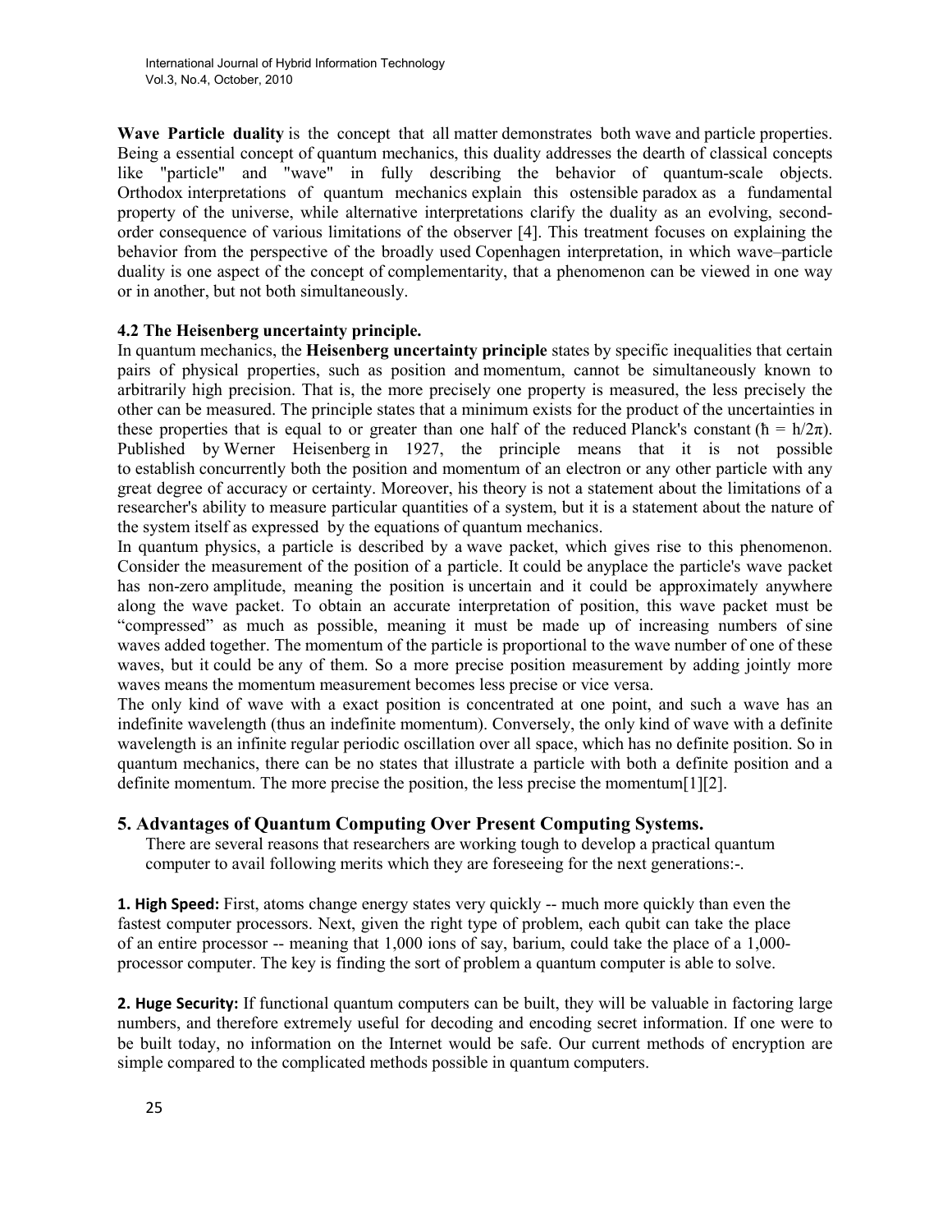**Wave Particle duality** is the concept that all matter demonstrates both wave and particle properties. Being a essential concept of quantum mechanics, this duality addresses the dearth of classical concepts like "particle" and "wave" in fully describing the behavior of quantum-scale objects. Orthodox interpretations of quantum mechanics explain this ostensible paradox as a fundamental property of the universe, while alternative interpretations clarify the duality as an evolving, second-order consequence of various limitations of the observer [4]. This treatment focuses on explaining the behavior from the perspective of the broadly used Copenhagen interpretation, in which wave–particle duality is one aspect of the concept of complementarity, that a phenomenon can be viewed in one way or in another, but not both simultaneously.

### 4.2 The Heisenberg uncertainty principle.

In quantum mechanics, the **Heisenberg uncertainty principle** states by specific inequalities that certain pairs of physical properties, such as position and momentum, cannot be simultaneously known to arbitrarily high precision. That is, the more precisely one property is measured, the less precisely the other can be measured. The principle states that a minimum exists for the product of the uncertainties in these properties that is equal to or greater than one half of the reduced Planck's constant ($\hbar = h/2\pi$). Published by Werner Heisenberg in 1927, the principle means that it is not possible to establish concurrently both the position and momentum of an electron or any other particle with any great degree of accuracy or certainty. Moreover, his theory is not a statement about the limitations of a researcher's ability to measure particular quantities of a system, but it is a statement about the nature of the system itself as expressed by the equations of quantum mechanics.

In quantum physics, a particle is described by a wave packet, which gives rise to this phenomenon. Consider the measurement of the position of a particle. It could be anyplace the particle's wave packet has non-zero amplitude, meaning the position is uncertain and it could be approximately anywhere along the wave packet. To obtain an accurate interpretation of position, this wave packet must be "compressed" as much as possible, meaning it must be made up of increasing numbers of sine waves added together. The momentum of the particle is proportional to the wave number of one of these waves, but it could be any of them. So a more precise position measurement by adding jointly more waves means the momentum measurement becomes less precise or vice versa.

The only kind of wave with a exact position is concentrated at one point, and such a wave has an indefinite wavelength (thus an indefinite momentum). Conversely, the only kind of wave with a definite wavelength is an infinite regular periodic oscillation over all space, which has no definite position. So in quantum mechanics, there can be no states that illustrate a particle with both a definite position and a definite momentum. The more precise the position, the less precise the momentum[1][2].

## 5. Advantages of Quantum Computing Over Present Computing Systems.

There are several reasons that researchers are working tough to develop a practical quantum computer to avail following merits which they are foreseeing for the next generations:-.

**1. High Speed:** First, atoms change energy states very quickly -- much more quickly than even the fastest computer processors. Next, given the right type of problem, each qubit can take the place of an entire processor -- meaning that 1,000 ions of say, barium, could take the place of a 1,000-processor computer. The key is finding the sort of problem a quantum computer is able to solve.

**2. Huge Security:** If functional quantum computers can be built, they will be valuable in factoring large numbers, and therefore extremely useful for decoding and encoding secret information. If one were to be built today, no information on the Internet would be safe. Our current methods of encryption are simple compared to the complicated methods possible in quantum computers.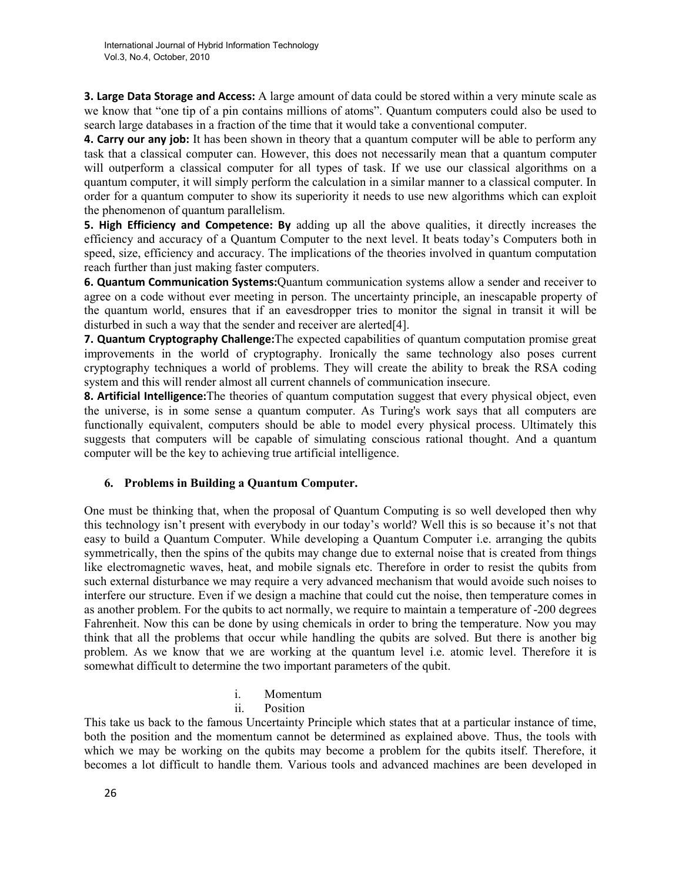**3. Large Data Storage and Access:** A large amount of data could be stored within a very minute scale as we know that "one tip of a pin contains millions of atoms". Quantum computers could also be used to search large databases in a fraction of the time that it would take a conventional computer.

**4. Carry our any job:** It has been shown in theory that a quantum computer will be able to perform any task that a classical computer can. However, this does not necessarily mean that a quantum computer will outperform a classical computer for all types of task. If we use our classical algorithms on a quantum computer, it will simply perform the calculation in a similar manner to a classical computer. In order for a quantum computer to show its superiority it needs to use new algorithms which can exploit the phenomenon of quantum parallelism.

**5. High Efficiency and Competence: By** adding up all the above qualities, it directly increases the efficiency and accuracy of a Quantum Computer to the next level. It beats today's Computers both in speed, size, efficiency and accuracy. The implications of the theories involved in quantum computation reach further than just making faster computers.

**6. Quantum Communication Systems:**Quantum communication systems allow a sender and receiver to agree on a code without ever meeting in person. The uncertainty principle, an inescapable property of the quantum world, ensures that if an eavesdropper tries to monitor the signal in transit it will be disturbed in such a way that the sender and receiver are alerted[4].

**7. Quantum Cryptography Challenge:**The expected capabilities of quantum computation promise great improvements in the world of cryptography. Ironically the same technology also poses current cryptography techniques a world of problems. They will create the ability to break the RSA coding system and this will render almost all current channels of communication insecure.

**8. Artificial Intelligence:**The theories of quantum computation suggest that every physical object, even the universe, is in some sense a quantum computer. As Turing's work says that all computers are functionally equivalent, computers should be able to model every physical process. Ultimately this suggests that computers will be capable of simulating conscious rational thought. And a quantum computer will be the key to achieving true artificial intelligence.

## 6. Problems in Building a Quantum Computer.

One must be thinking that, when the proposal of Quantum Computing is so well developed then why this technology isn't present with everybody in our today's world? Well this is so because it's not that easy to build a Quantum Computer. While developing a Quantum Computer i.e. arranging the qubits symmetrically, then the spins of the qubits may change due to external noise that is created from things like electromagnetic waves, heat, and mobile signals etc. Therefore in order to resist the qubits from such external disturbance we may require a very advanced mechanism that would avoide such noises to interfere our structure. Even if we design a machine that could cut the noise, then temperature comes in as another problem. For the qubits to act normally, we require to maintain a temperature of -200 degrees Fahrenheit. Now this can be done by using chemicals in order to bring the temperature. Now you may think that all the problems that occur while handling the qubits are solved. But there is another big problem. As we know that we are working at the quantum level i.e. atomic level. Therefore it is somewhat difficult to determine the two important parameters of the qubit.

i. Momentum
ii. Position

This take us back to the famous Uncertainty Principle which states that at a particular instance of time, both the position and the momentum cannot be determined as explained above. Thus, the tools with which we may be working on the qubits may become a problem for the qubits itself. Therefore, it becomes a lot difficult to handle them. Various tools and advanced machines are been developed in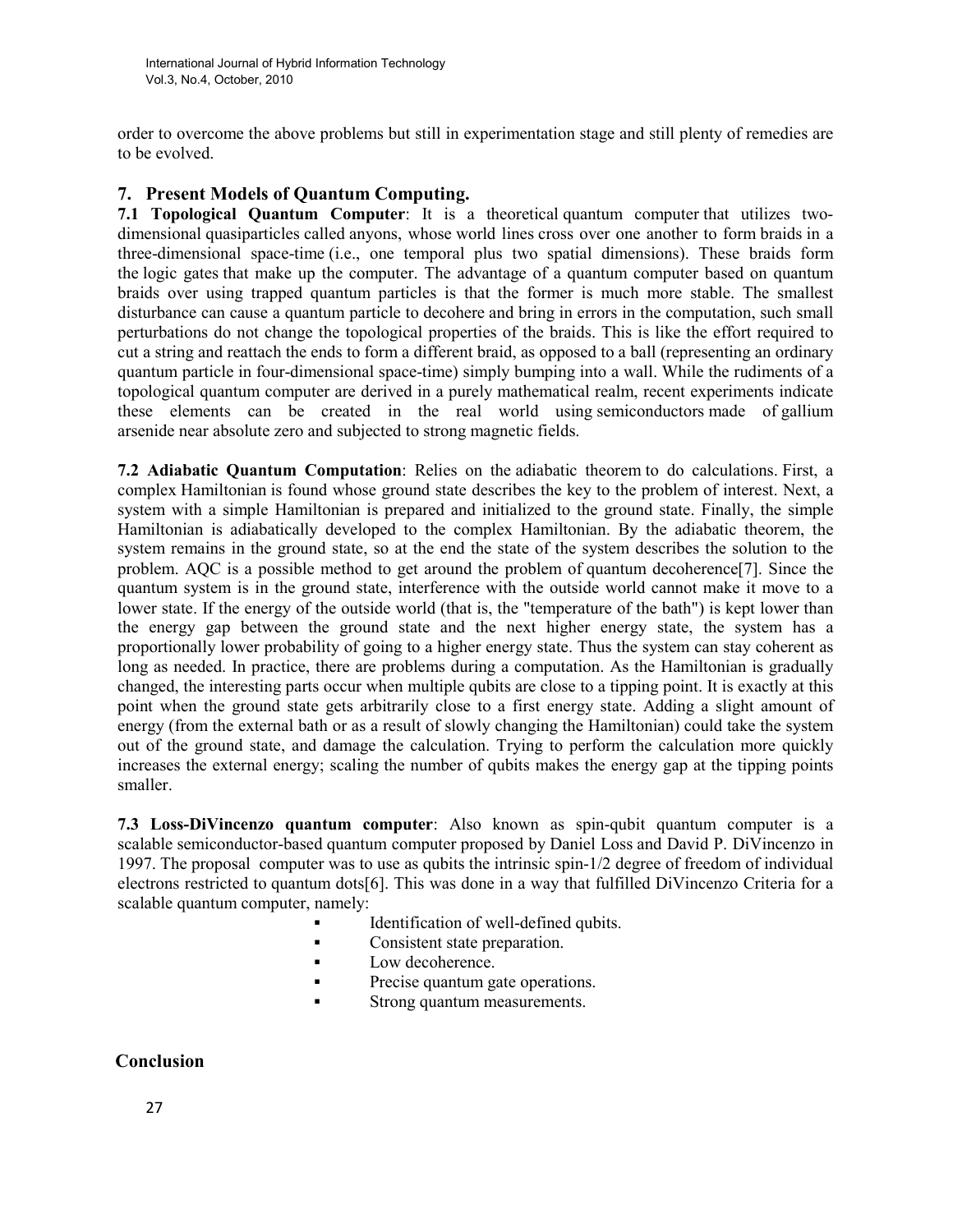order to overcome the above problems but still in experimentation stage and still plenty of remedies are to be evolved.

## 7. Present Models of Quantum Computing.

**7.1 Topological Quantum Computer**: It is a theoretical quantum computer that utilizes two-dimensional quasiparticles called anyons, whose world lines cross over one another to form braids in a three-dimensional space-time (i.e., one temporal plus two spatial dimensions). These braids form the logic gates that make up the computer. The advantage of a quantum computer based on quantum braids over using trapped quantum particles is that the former is much more stable. The smallest disturbance can cause a quantum particle to decohere and bring in errors in the computation, such small perturbations do not change the topological properties of the braids. This is like the effort required to cut a string and reattach the ends to form a different braid, as opposed to a ball (representing an ordinary quantum particle in four-dimensional space-time) simply bumping into a wall. While the rudiments of a topological quantum computer are derived in a purely mathematical realm, recent experiments indicate these elements can be created in the real world using semiconductors made of gallium arsenide near absolute zero and subjected to strong magnetic fields.

**7.2 Adiabatic Quantum Computation**: Relies on the adiabatic theorem to do calculations. First, a complex Hamiltonian is found whose ground state describes the key to the problem of interest. Next, a system with a simple Hamiltonian is prepared and initialized to the ground state. Finally, the simple Hamiltonian is adiabatically developed to the complex Hamiltonian. By the adiabatic theorem, the system remains in the ground state, so at the end the state of the system describes the solution to the problem. AQC is a possible method to get around the problem of quantum decoherence[7]. Since the quantum system is in the ground state, interference with the outside world cannot make it move to a lower state. If the energy of the outside world (that is, the "temperature of the bath") is kept lower than the energy gap between the ground state and the next higher energy state, the system has a proportionally lower probability of going to a higher energy state. Thus the system can stay coherent as long as needed. In practice, there are problems during a computation. As the Hamiltonian is gradually changed, the interesting parts occur when multiple qubits are close to a tipping point. It is exactly at this point when the ground state gets arbitrarily close to a first energy state. Adding a slight amount of energy (from the external bath or as a result of slowly changing the Hamiltonian) could take the system out of the ground state, and damage the calculation. Trying to perform the calculation more quickly increases the external energy; scaling the number of qubits makes the energy gap at the tipping points smaller.

**7.3 Loss-DiVincenzo quantum computer**: Also known as spin-qubit quantum computer is a scalable semiconductor-based quantum computer proposed by Daniel Loss and David P. DiVincenzo in 1997. The proposal computer was to use as qubits the intrinsic spin-1/2 degree of freedom of individual electrons restricted to quantum dots[6]. This was done in a way that fulfilled DiVincenzo Criteria for a scalable quantum computer, namely:

- Identification of well-defined qubits.
- Consistent state preparation.
- Low decoherence.
- Precise quantum gate operations.
- Strong quantum measurements.

## Conclusion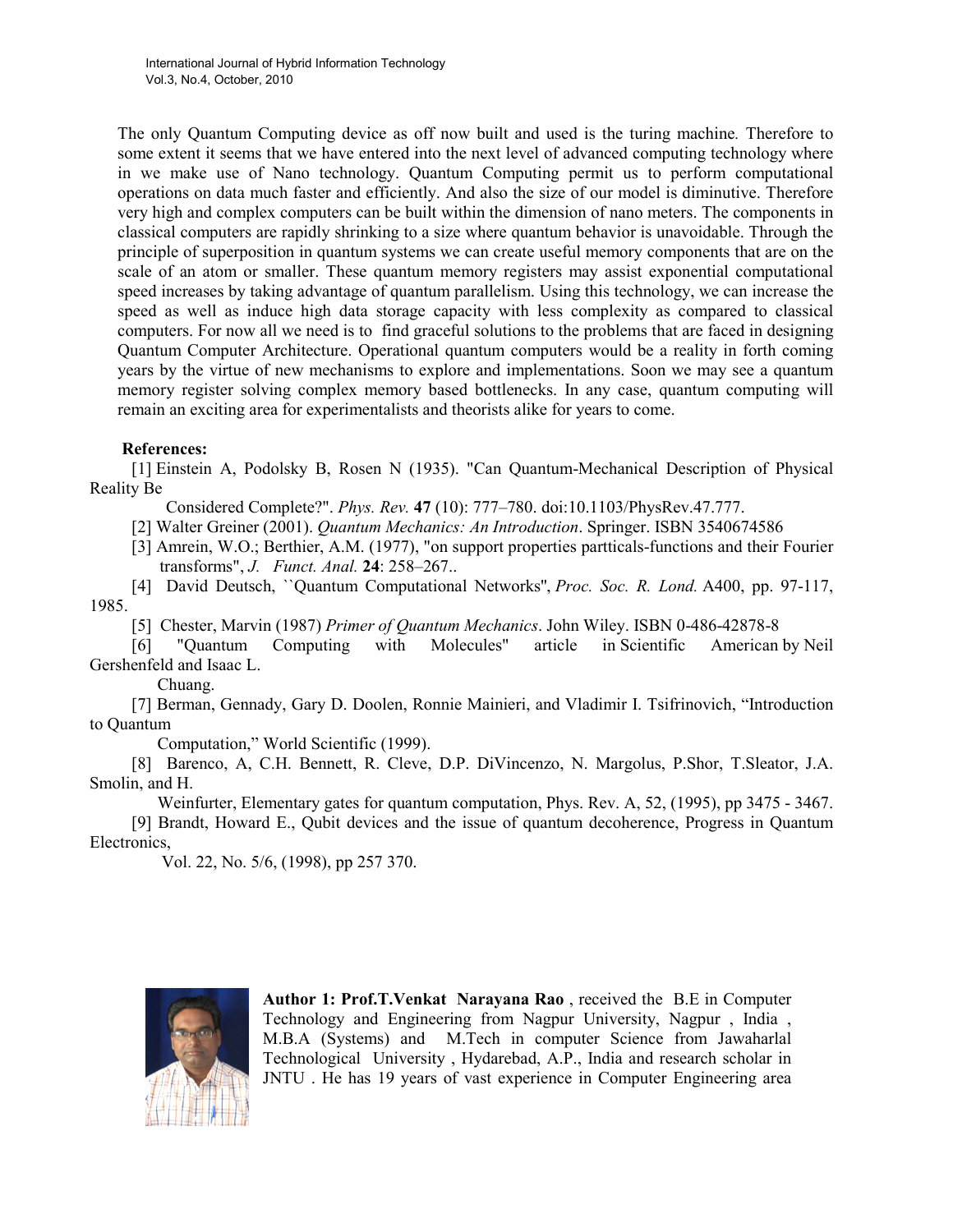The only Quantum Computing device as off now built and used is the turing machine. Therefore to some extent it seems that we have entered into the next level of advanced computing technology where in we make use of Nano technology. Quantum Computing permit us to perform computational operations on data much faster and efficiently. And also the size of our model is diminutive. Therefore very high and complex computers can be built within the dimension of nano meters. The components in classical computers are rapidly shrinking to a size where quantum behavior is unavoidable. Through the principle of superposition in quantum systems we can create useful memory components that are on the scale of an atom or smaller. These quantum memory registers may assist exponential computational speed increases by taking advantage of quantum parallelism. Using this technology, we can increase the speed as well as induce high data storage capacity with less complexity as compared to classical computers. For now all we need is to find graceful solutions to the problems that are faced in designing Quantum Computer Architecture. Operational quantum computers would be a reality in forth coming years by the virtue of new mechanisms to explore and implementations. Soon we may see a quantum memory register solving complex memory based bottlenecks. In any case, quantum computing will remain an exciting area for experimentalists and theorists alike for years to come.

**References:**

[1] Einstein A, Podolsky B, Rosen N (1935). "Can Quantum-Mechanical Description of Physical Reality Be Considered Complete?". *Phys. Rev.* **47** (10): 777–780. doi:10.1103/PhysRev.47.777.

[2] Walter Greiner (2001). *Quantum Mechanics: An Introduction*. Springer. ISBN 3540674586

[3] Amrein, W.O.; Berthier, A.M. (1977), "on support properties partticals-functions and their Fourier transforms", *J. Funct. Anal.* **24**: 258–267..

[4] David Deutsch, ``Quantum Computational Networks'', *Proc. Soc. R. Lond.* A400, pp. 97-117, 1985.

[5] Chester, Marvin (1987) *Primer of Quantum Mechanics*. John Wiley. ISBN 0-486-42878-8

[6] "Quantum Computing with Molecules" article in Scientific American by Neil Gershenfeld and Isaac L. Chuang.

[7] Berman, Gennady, Gary D. Doolen, Ronnie Mainieri, and Vladimir I. Tsifrinovich, "Introduction to Quantum Computation," World Scientific (1999).

[8] Barenco, A, C.H. Bennett, R. Cleve, D.P. DiVincenzo, N. Margolus, P.Shor, T.Sleator, J.A. Smolin, and H. Weinfurter, Elementary gates for quantum computation, Phys. Rev. A, 52, (1995), pp 3475 - 3467.

[9] Brandt, Howard E., Qubit devices and the issue of quantum decoherence, Progress in Quantum Electronics, Vol. 22, No. 5/6, (1998), pp 257 370.

**Author 1: Prof.T.Venkat Narayana Rao** , received the B.E in Computer Technology and Engineering from Nagpur University, Nagpur , India , M.B.A (Systems) and M.Tech in computer Science from Jawaharlal Technological University , Hydarebad, A.P., India and research scholar in JNTU . He has 19 years of vast experience in Computer Engineering area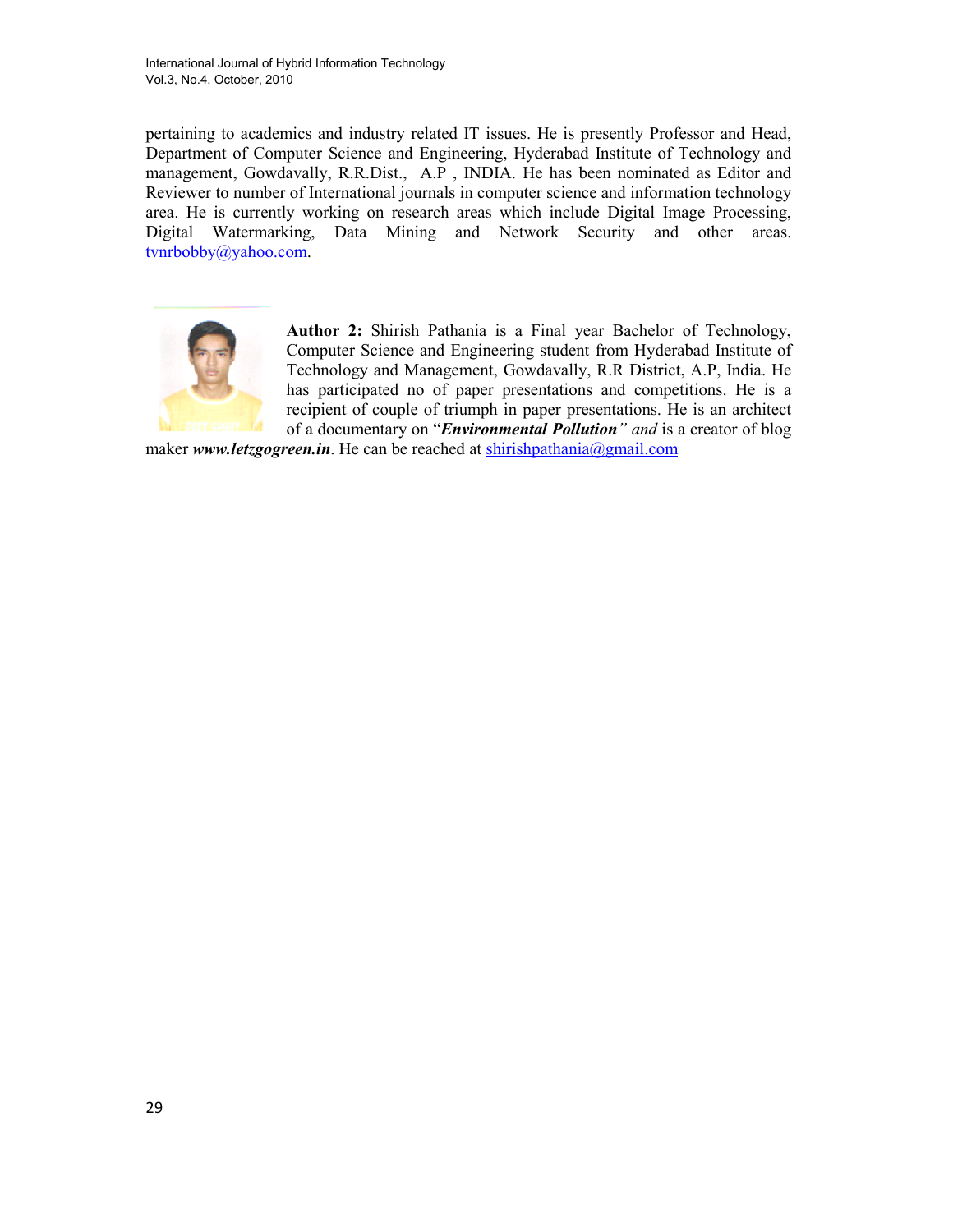pertaining to academics and industry related IT issues. He is presently Professor and Head, Department of Computer Science and Engineering, Hyderabad Institute of Technology and management, Gowdavally, R.R.Dist., A.P , INDIA. He has been nominated as Editor and Reviewer to number of International journals in computer science and information technology area. He is currently working on research areas which include Digital Image Processing, Digital Watermarking, Data Mining and Network Security and other areas. tvnrbobby@yahoo.com.

**Author 2:** Shirish Pathania is a Final year Bachelor of Technology, Computer Science and Engineering student from Hyderabad Institute of Technology and Management, Gowdavally, R.R District, A.P, India. He has participated no of paper presentations and competitions. He is a recipient of couple of triumph in paper presentations. He is an architect of a documentary on "***Environmental Pollution****" and* is a creator of blog maker ***www.letzgogreen.in***. He can be reached at shirishpathania@gmail.com